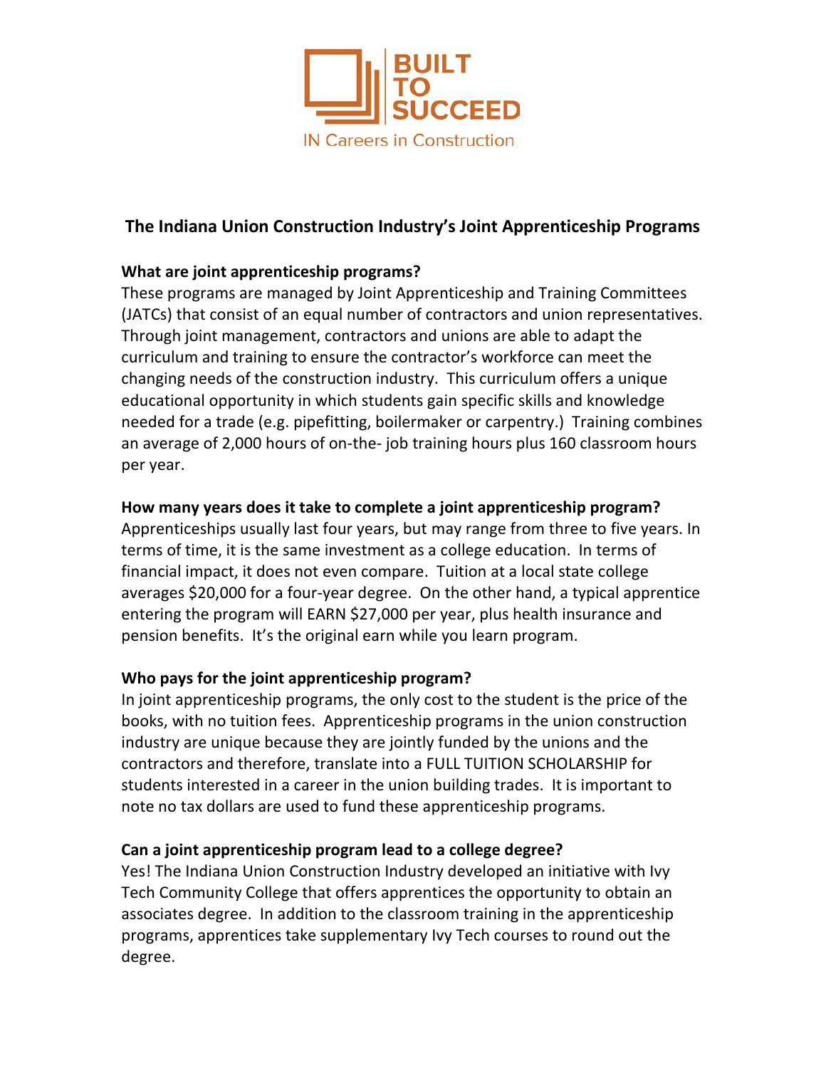BUILT TO SUCCEED

IN Careers in Construction

## The Indiana Union Construction Industry's Joint Apprenticeship Programs

**What are joint apprenticeship programs?**

These programs are managed by Joint Apprenticeship and Training Committees (JATCs) that consist of an equal number of contractors and union representatives. Through joint management, contractors and unions are able to adapt the curriculum and training to ensure the contractor's workforce can meet the changing needs of the construction industry. This curriculum offers a unique educational opportunity in which students gain specific skills and knowledge needed for a trade (e.g. pipefitting, boilermaker or carpentry.) Training combines an average of 2,000 hours of on-the- job training hours plus 160 classroom hours per year.

**How many years does it take to complete a joint apprenticeship program?**

Apprenticeships usually last four years, but may range from three to five years. In terms of time, it is the same investment as a college education. In terms of financial impact, it does not even compare. Tuition at a local state college averages $20,000 for a four-year degree. On the other hand, a typical apprentice entering the program will EARN $27,000 per year, plus health insurance and pension benefits. It's the original earn while you learn program.

**Who pays for the joint apprenticeship program?**

In joint apprenticeship programs, the only cost to the student is the price of the books, with no tuition fees. Apprenticeship programs in the union construction industry are unique because they are jointly funded by the unions and the contractors and therefore, translate into a FULL TUITION SCHOLARSHIP for students interested in a career in the union building trades. It is important to note no tax dollars are used to fund these apprenticeship programs.

**Can a joint apprenticeship program lead to a college degree?**

Yes! The Indiana Union Construction Industry developed an initiative with Ivy Tech Community College that offers apprentices the opportunity to obtain an associates degree. In addition to the classroom training in the apprenticeship programs, apprentices take supplementary Ivy Tech courses to round out the degree.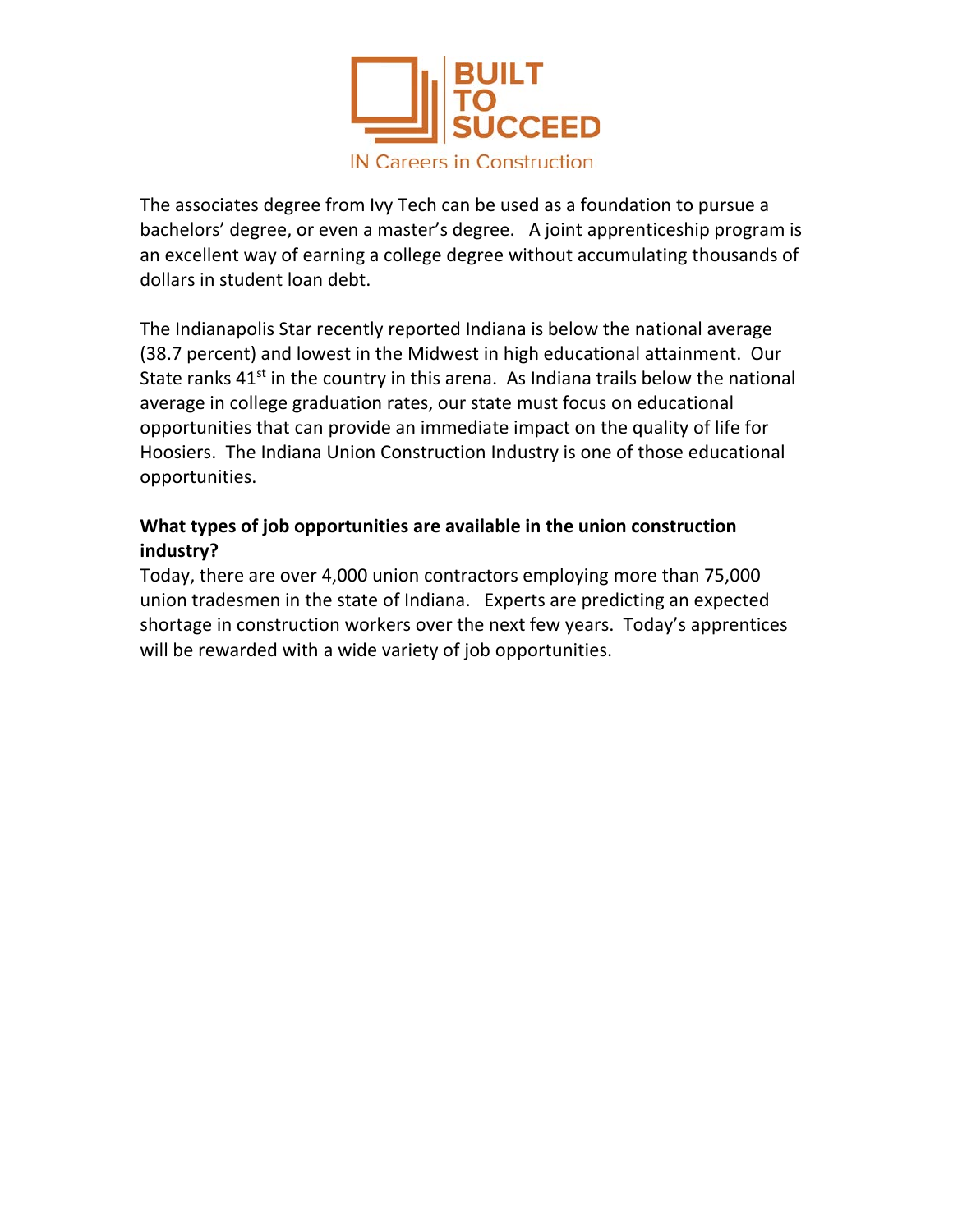The associates degree from Ivy Tech can be used as a foundation to pursue a bachelors' degree, or even a master's degree. A joint apprenticeship program is an excellent way of earning a college degree without accumulating thousands of dollars in student loan debt.

The Indianapolis Star recently reported Indiana is below the national average (38.7 percent) and lowest in the Midwest in high educational attainment. Our State ranks 41st in the country in this arena. As Indiana trails below the national average in college graduation rates, our state must focus on educational opportunities that can provide an immediate impact on the quality of life for Hoosiers. The Indiana Union Construction Industry is one of those educational opportunities.

**What types of job opportunities are available in the union construction industry?**

Today, there are over 4,000 union contractors employing more than 75,000 union tradesmen in the state of Indiana. Experts are predicting an expected shortage in construction workers over the next few years. Today's apprentices will be rewarded with a wide variety of job opportunities.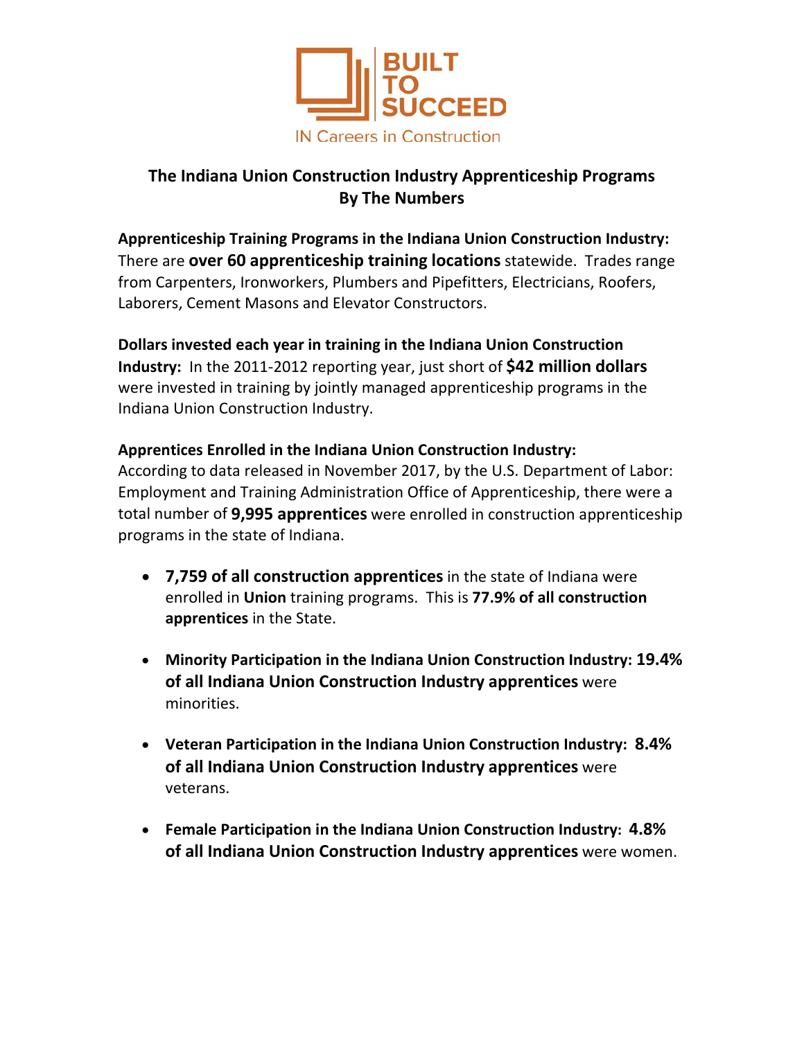BUILT TO SUCCEED

IN Careers in Construction

## The Indiana Union Construction Industry Apprenticeship Programs By The Numbers

**Apprenticeship Training Programs in the Indiana Union Construction Industry:** There are **over 60 apprenticeship training locations** statewide. Trades range from Carpenters, Ironworkers, Plumbers and Pipefitters, Electricians, Roofers, Laborers, Cement Masons and Elevator Constructors.

**Dollars invested each year in training in the Indiana Union Construction Industry:** In the 2011-2012 reporting year, just short of **$42 million dollars** were invested in training by jointly managed apprenticeship programs in the Indiana Union Construction Industry.

**Apprentices Enrolled in the Indiana Union Construction Industry:**
According to data released in November 2017, by the U.S. Department of Labor: Employment and Training Administration Office of Apprenticeship, there were a total number of **9,995 apprentices** were enrolled in construction apprenticeship programs in the state of Indiana.

- **7,759 of all construction apprentices** in the state of Indiana were enrolled in **Union** training programs. This is **77.9% of all construction apprentices** in the State.
- **Minority Participation in the Indiana Union Construction Industry: 19.4% of all Indiana Union Construction Industry apprentices** were minorities.
- **Veteran Participation in the Indiana Union Construction Industry: 8.4% of all Indiana Union Construction Industry apprentices** were veterans.
- **Female Participation in the Indiana Union Construction Industry: 4.8% of all Indiana Union Construction Industry apprentices** were women.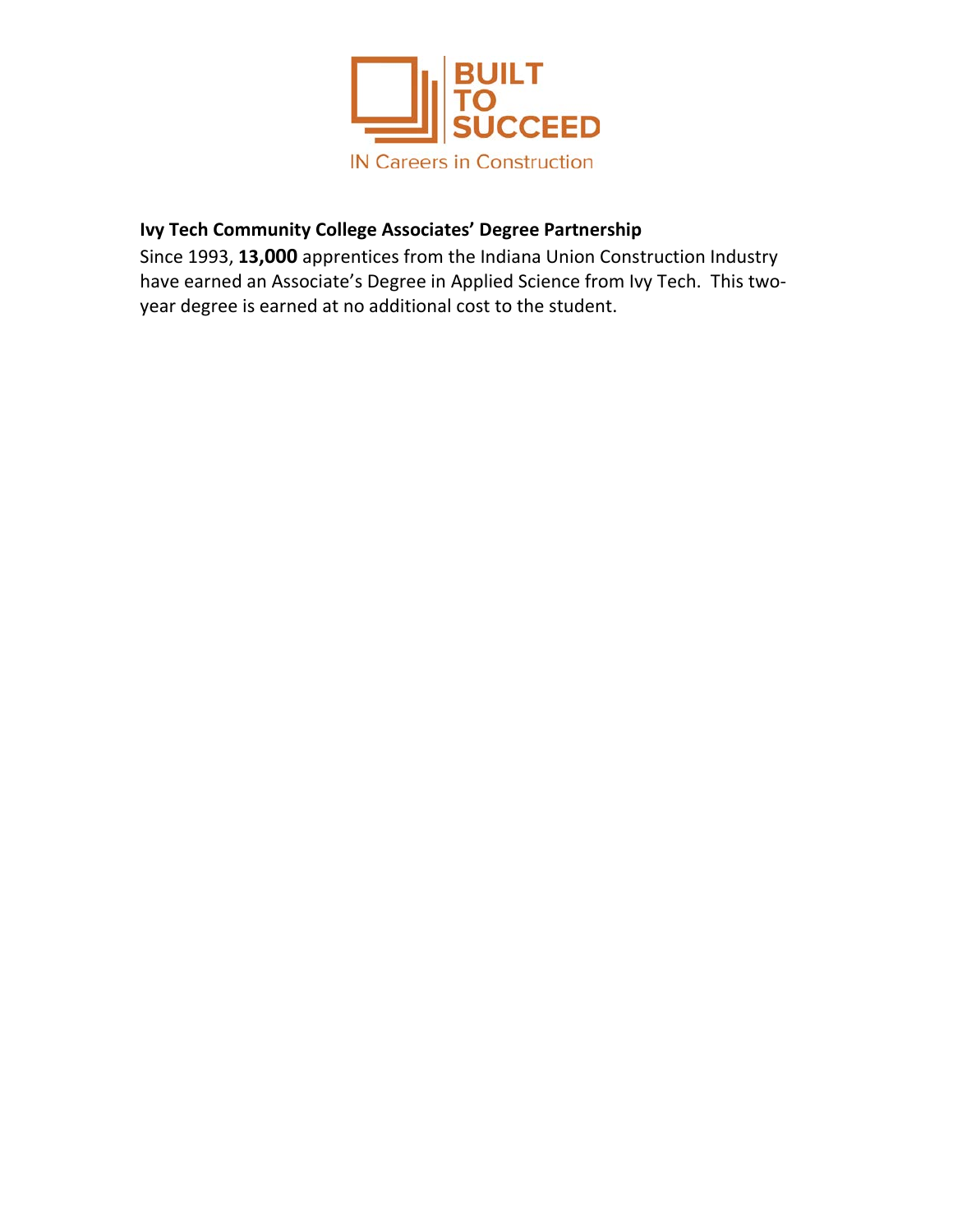BUILT TO SUCCEED

IN Careers in Construction

**Ivy Tech Community College Associates' Degree Partnership**

Since 1993, **13,000** apprentices from the Indiana Union Construction Industry have earned an Associate's Degree in Applied Science from Ivy Tech. This two-year degree is earned at no additional cost to the student.